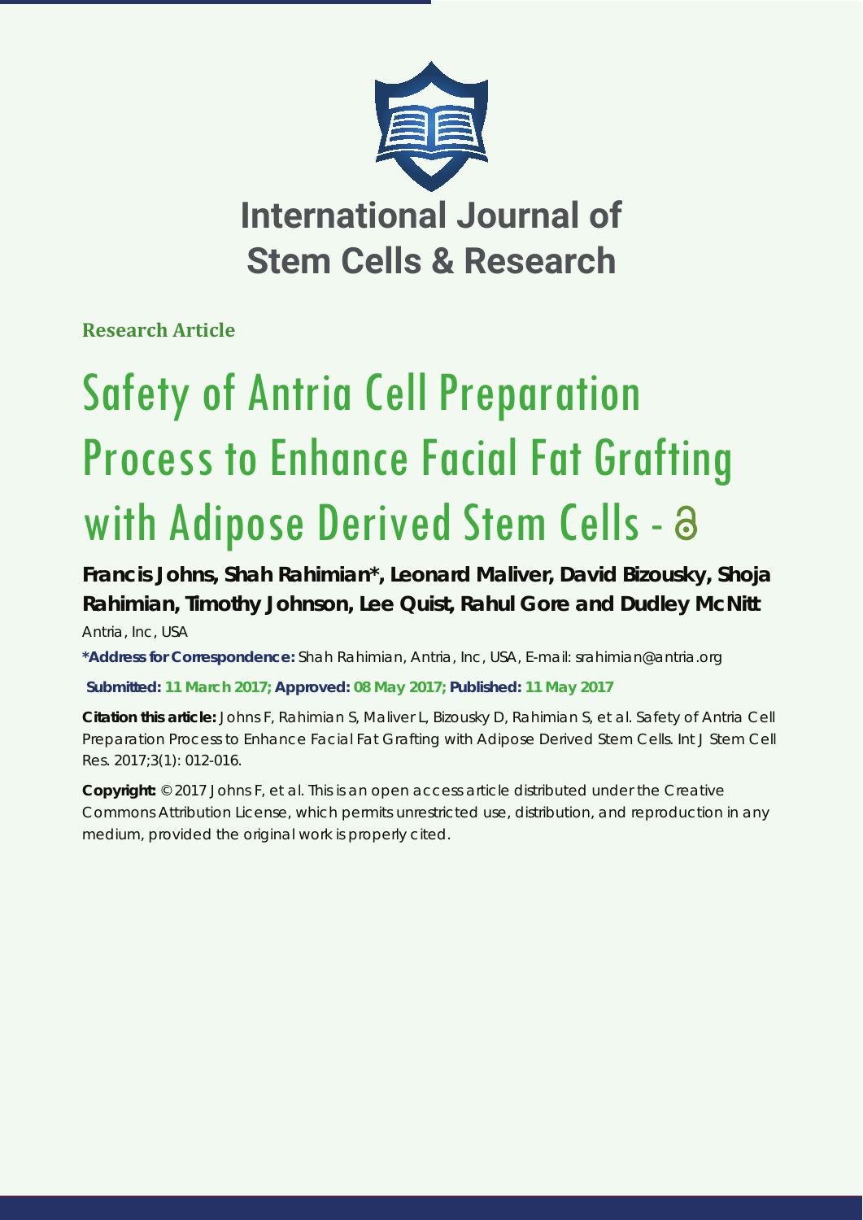# International Journal of Stem Cells & Research

**Research Article**

# Safety of Antria Cell Preparation Process to Enhance Facial Fat Grafting with Adipose Derived Stem Cells

**Francis Johns, Shah Rahimian*, Leonard Maliver, David Bizousky, Shoja Rahimian, Timothy Johnson, Lee Quist, Rahul Gore and Dudley McNitt**

Antria, Inc, USA

***Address for Correspondence:** Shah Rahimian, Antria, Inc, USA, E-mail: srahimian@antria.org

**Submitted: 11 March 2017; Approved: 08 May 2017; Published: 11 May 2017**

**Citation this article:** Johns F, Rahimian S, Maliver L, Bizousky D, Rahimian S, et al. Safety of Antria Cell Preparation Process to Enhance Facial Fat Grafting with Adipose Derived Stem Cells. Int J Stem Cell Res. 2017;3(1): 012-016.

**Copyright:** © 2017 Johns F, et al. This is an open access article distributed under the Creative Commons Attribution License, which permits unrestricted use, distribution, and reproduction in any medium, provided the original work is properly cited.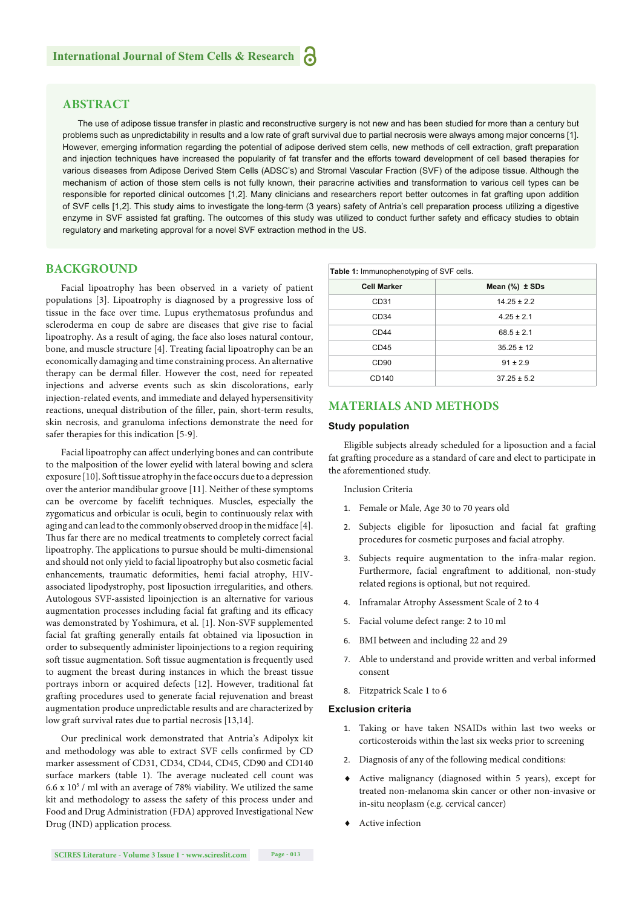## ABSTRACT

The use of adipose tissue transfer in plastic and reconstructive surgery is not new and has been studied for more than a century but problems such as unpredictability in results and a low rate of graft survival due to partial necrosis were always among major concerns [1]. However, emerging information regarding the potential of adipose derived stem cells, new methods of cell extraction, graft preparation and injection techniques have increased the popularity of fat transfer and the efforts toward development of cell based therapies for various diseases from Adipose Derived Stem Cells (ADSC's) and Stromal Vascular Fraction (SVF) of the adipose tissue. Although the mechanism of action of those stem cells is not fully known, their paracrine activities and transformation to various cell types can be responsible for reported clinical outcomes [1,2]. Many clinicians and researchers report better outcomes in fat grafting upon addition of SVF cells [1,2]. This study aims to investigate the long-term (3 years) safety of Antria's cell preparation process utilizing a digestive enzyme in SVF assisted fat grafting. The outcomes of this study was utilized to conduct further safety and efficacy studies to obtain regulatory and marketing approval for a novel SVF extraction method in the US.

## BACKGROUND

Facial lipoatrophy has been observed in a variety of patient populations [3]. Lipoatrophy is diagnosed by a progressive loss of tissue in the face over time. Lupus erythematosus profundus and scleroderma en coup de sabre are diseases that give rise to facial lipoatrophy. As a result of aging, the face also loses natural contour, bone, and muscle structure [4]. Treating facial lipoatrophy can be an economically damaging and time constraining process. An alternative therapy can be dermal filler. However the cost, need for repeated injections and adverse events such as skin discolorations, early injection-related events, and immediate and delayed hypersensitivity reactions, unequal distribution of the filler, pain, short-term results, skin necrosis, and granuloma infections demonstrate the need for safer therapies for this indication [5-9].

Facial lipoatrophy can affect underlying bones and can contribute to the malposition of the lower eyelid with lateral bowing and sclera exposure [10]. Soft tissue atrophy in the face occurs due to a depression over the anterior mandibular groove [11]. Neither of these symptoms can be overcome by facelift techniques. Muscles, especially the zygomaticus and orbicular is oculi, begin to continuously relax with aging and can lead to the commonly observed droop in the midface [4]. Thus far there are no medical treatments to completely correct facial lipoatrophy. The applications to pursue should be multi-dimensional and should not only yield to facial lipoatrophy but also cosmetic facial enhancements, traumatic deformities, hemi facial atrophy, HIV-associated lipodystrophy, post liposuction irregularities, and others. Autologous SVF-assisted lipoinjection is an alternative for various augmentation processes including facial fat grafting and its efficacy was demonstrated by Yoshimura, et al. [1]. Non-SVF supplemented facial fat grafting generally entails fat obtained via liposuction in order to subsequently administer lipoinjections to a region requiring soft tissue augmentation. Soft tissue augmentation is frequently used to augment the breast during instances in which the breast tissue portrays inborn or acquired defects [12]. However, traditional fat grafting procedures used to generate facial rejuvenation and breast augmentation produce unpredictable results and are characterized by low graft survival rates due to partial necrosis [13,14].

Our preclinical work demonstrated that Antria's Adipolyx kit and methodology was able to extract SVF cells confirmed by CD marker assessment of CD31, CD34, CD44, CD45, CD90 and CD140 surface markers (table 1). The average nucleated cell count was $6.6 \times 10^5$ / ml with an average of 78% viability. We utilized the same kit and methodology to assess the safety of this process under and Food and Drug Administration (FDA) approved Investigational New Drug (IND) application process.

**Table 1:** Immunophenotyping of SVF cells.

| Cell Marker | Mean (%) ± SDs |
|---|---|
| CD31 | 14.25 ± 2.2 |
| CD34 | 4.25 ± 2.1 |
| CD44 | 68.5 ± 2.1 |
| CD45 | 35.25 ± 12 |
| CD90 | 91 ± 2.9 |
| CD140 | 37.25 ± 5.2 |

## MATERIALS AND METHODS

### Study population

Eligible subjects already scheduled for a liposuction and a facial fat grafting procedure as a standard of care and elect to participate in the aforementioned study.

Inclusion Criteria

1. Female or Male, Age 30 to 70 years old
2. Subjects eligible for liposuction and facial fat grafting procedures for cosmetic purposes and facial atrophy.
3. Subjects require augmentation to the infra-malar region. Furthermore, facial engraftment to additional, non-study related regions is optional, but not required.
4. Inframalar Atrophy Assessment Scale of 2 to 4
5. Facial volume defect range: 2 to 10 ml
6. BMI between and including 22 and 29
7. Able to understand and provide written and verbal informed consent
8. Fitzpatrick Scale 1 to 6

### Exclusion criteria

1. Taking or have taken NSAIDs within last two weeks or corticosteroids within the last six weeks prior to screening
2. Diagnosis of any of the following medical conditions:

- Active malignancy (diagnosed within 5 years), except for treated non-melanoma skin cancer or other non-invasive or in-situ neoplasm (e.g. cervical cancer)
- Active infection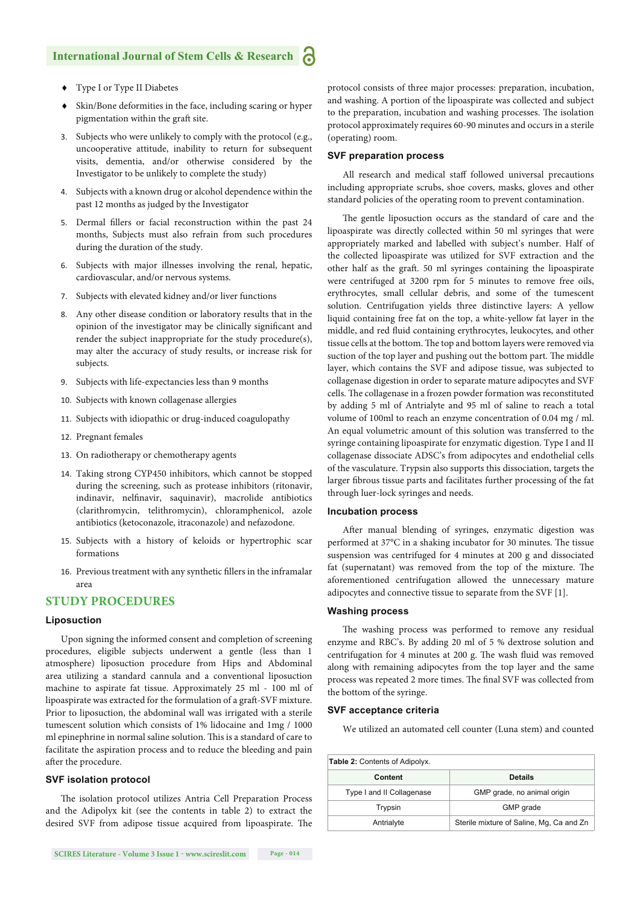- Type I or Type II Diabetes
- Skin/Bone deformities in the face, including scaring or hyper pigmentation within the graft site.

3. Subjects who were unlikely to comply with the protocol (e.g., uncooperative attitude, inability to return for subsequent visits, dementia, and/or otherwise considered by the Investigator to be unlikely to complete the study)
4. Subjects with a known drug or alcohol dependence within the past 12 months as judged by the Investigator
5. Dermal fillers or facial reconstruction within the past 24 months, Subjects must also refrain from such procedures during the duration of the study.
6. Subjects with major illnesses involving the renal, hepatic, cardiovascular, and/or nervous systems.
7. Subjects with elevated kidney and/or liver functions
8. Any other disease condition or laboratory results that in the opinion of the investigator may be clinically significant and render the subject inappropriate for the study procedure(s), may alter the accuracy of study results, or increase risk for subjects.
9. Subjects with life-expectancies less than 9 months
10. Subjects with known collagenase allergies
11. Subjects with idiopathic or drug-induced coagulopathy
12. Pregnant females
13. On radiotherapy or chemotherapy agents
14. Taking strong CYP450 inhibitors, which cannot be stopped during the screening, such as protease inhibitors (ritonavir, indinavir, nelfinavir, saquinavir), macrolide antibiotics (clarithromycin, telithromycin), chloramphenicol, azole antibiotics (ketoconazole, itraconazole) and nefazodone.
15. Subjects with a history of keloids or hypertrophic scar formations
16. Previous treatment with any synthetic fillers in the inframalar area

## STUDY PROCEDURES

### Liposuction

Upon signing the informed consent and completion of screening procedures, eligible subjects underwent a gentle (less than 1 atmosphere) liposuction procedure from Hips and Abdominal area utilizing a standard cannula and a conventional liposuction machine to aspirate fat tissue. Approximately 25 ml - 100 ml of lipoaspirate was extracted for the formulation of a graft-SVF mixture. Prior to liposuction, the abdominal wall was irrigated with a sterile tumescent solution which consists of 1% lidocaine and 1mg / 1000 ml epinephrine in normal saline solution. This is a standard of care to facilitate the aspiration process and to reduce the bleeding and pain after the procedure.

### SVF isolation protocol

The isolation protocol utilizes Antria Cell Preparation Process and the Adipolyx kit (see the contents in table 2) to extract the desired SVF from adipose tissue acquired from lipoaspirate. The protocol consists of three major processes: preparation, incubation, and washing. A portion of the lipoaspirate was collected and subject to the preparation, incubation and washing processes. The isolation protocol approximately requires 60-90 minutes and occurs in a sterile (operating) room.

### SVF preparation process

All research and medical staff followed universal precautions including appropriate scrubs, shoe covers, masks, gloves and other standard policies of the operating room to prevent contamination.

The gentle liposuction occurs as the standard of care and the lipoaspirate was directly collected within 50 ml syringes that were appropriately marked and labelled with subject's number. Half of the collected lipoaspirate was utilized for SVF extraction and the other half as the graft. 50 ml syringes containing the lipoaspirate were centrifuged at 3200 rpm for 5 minutes to remove free oils, erythrocytes, small cellular debris, and some of the tumescent solution. Centrifugation yields three distinctive layers: A yellow liquid containing free fat on the top, a white-yellow fat layer in the middle, and red fluid containing erythrocytes, leukocytes, and other tissue cells at the bottom. The top and bottom layers were removed via suction of the top layer and pushing out the bottom part. The middle layer, which contains the SVF and adipose tissue, was subjected to collagenase digestion in order to separate mature adipocytes and SVF cells. The collagenase in a frozen powder formation was reconstituted by adding 5 ml of Antrialyte and 95 ml of saline to reach a total volume of 100ml to reach an enzyme concentration of 0.04 mg / ml. An equal volumetric amount of this solution was transferred to the syringe containing lipoaspirate for enzymatic digestion. Type I and II collagenase dissociate ADSC's from adipocytes and endothelial cells of the vasculature. Trypsin also supports this dissociation, targets the larger fibrous tissue parts and facilitates further processing of the fat through luer-lock syringes and needs.

### Incubation process

After manual blending of syringes, enzymatic digestion was performed at 37°C in a shaking incubator for 30 minutes. The tissue suspension was centrifuged for 4 minutes at 200 g and dissociated fat (supernatant) was removed from the top of the mixture. The aforementioned centrifugation allowed the unnecessary mature adipocytes and connective tissue to separate from the SVF [1].

### Washing process

The washing process was performed to remove any residual enzyme and RBC's. By adding 20 ml of 5 % dextrose solution and centrifugation for 4 minutes at 200 g. The wash fluid was removed along with remaining adipocytes from the top layer and the same process was repeated 2 more times. The final SVF was collected from the bottom of the syringe.

### SVF acceptance criteria

We utilized an automated cell counter (Luna stem) and counted

**Table 2:** Contents of Adipolyx.

| Content | Details |
|---|---|
| Type I and II Collagenase | GMP grade, no animal origin |
| Trypsin | GMP grade |
| Antrialyte | Sterile mixture of Saline, Mg, Ca and Zn |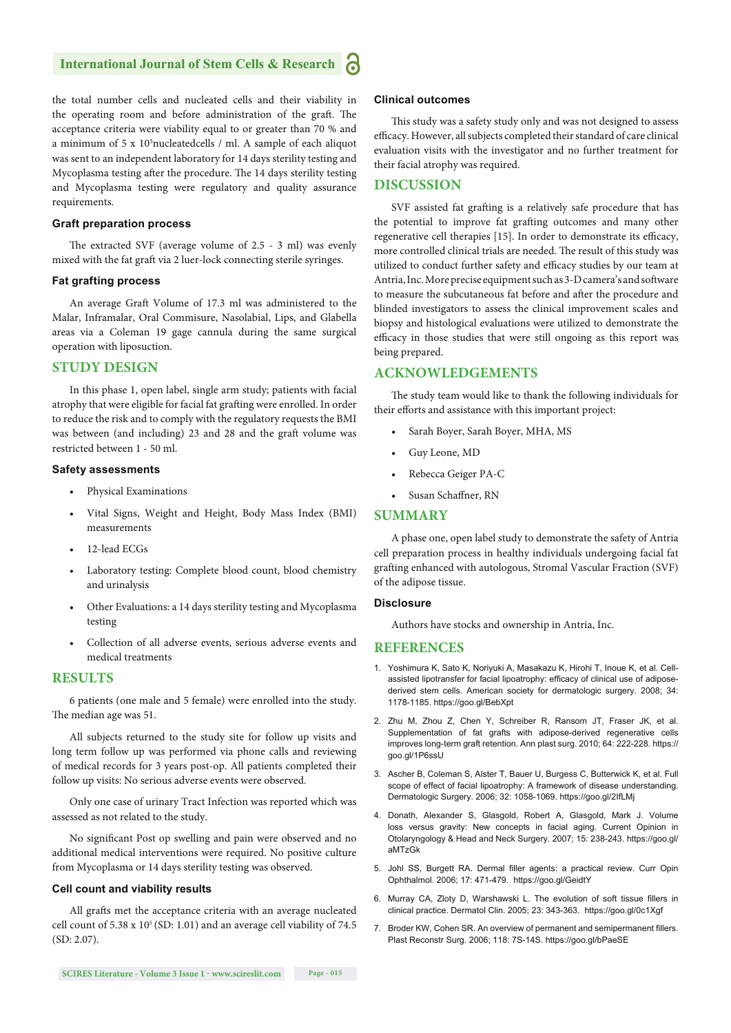the total number cells and nucleated cells and their viability in the operating room and before administration of the graft. The acceptance criteria were viability equal to or greater than 70 % and a minimum of 5 x $10^5$nucleatedcells / ml. A sample of each aliquot was sent to an independent laboratory for 14 days sterility testing and Mycoplasma testing after the procedure. The 14 days sterility testing and Mycoplasma testing were regulatory and quality assurance requirements.

### Graft preparation process

The extracted SVF (average volume of 2.5 - 3 ml) was evenly mixed with the fat graft via 2 luer-lock connecting sterile syringes.

### Fat grafting process

An average Graft Volume of 17.3 ml was administered to the Malar, Inframalar, Oral Commisure, Nasolabial, Lips, and Glabella areas via a Coleman 19 gage cannula during the same surgical operation with liposuction.

## STUDY DESIGN

In this phase 1, open label, single arm study; patients with facial atrophy that were eligible for facial fat grafting were enrolled. In order to reduce the risk and to comply with the regulatory requests the BMI was between (and including) 23 and 28 and the graft volume was restricted between 1 - 50 ml.

### Safety assessments

- Physical Examinations
- Vital Signs, Weight and Height, Body Mass Index (BMI) measurements
- 12-lead ECGs
- Laboratory testing: Complete blood count, blood chemistry and urinalysis
- Other Evaluations: a 14 days sterility testing and Mycoplasma testing
- Collection of all adverse events, serious adverse events and medical treatments

## RESULTS

6 patients (one male and 5 female) were enrolled into the study. The median age was 51.

All subjects returned to the study site for follow up visits and long term follow up was performed via phone calls and reviewing of medical records for 3 years post-op. All patients completed their follow up visits: No serious adverse events were observed.

Only one case of urinary Tract Infection was reported which was assessed as not related to the study.

No significant Post op swelling and pain were observed and no additional medical interventions were required. No positive culture from Mycoplasma or 14 days sterility testing was observed.

### Cell count and viability results

All grafts met the acceptance criteria with an average nucleated cell count of 5.38 x $10^5$ (SD: 1.01) and an average cell viability of 74.5 (SD: 2.07).

### Clinical outcomes

This study was a safety study only and was not designed to assess efficacy. However, all subjects completed their standard of care clinical evaluation visits with the investigator and no further treatment for their facial atrophy was required.

## DISCUSSION

SVF assisted fat grafting is a relatively safe procedure that has the potential to improve fat grafting outcomes and many other regenerative cell therapies [15]. In order to demonstrate its efficacy, more controlled clinical trials are needed. The result of this study was utilized to conduct further safety and efficacy studies by our team at Antria, Inc. More precise equipment such as 3-D camera's and software to measure the subcutaneous fat before and after the procedure and blinded investigators to assess the clinical improvement scales and biopsy and histological evaluations were utilized to demonstrate the efficacy in those studies that were still ongoing as this report was being prepared.

## ACKNOWLEDGEMENTS

The study team would like to thank the following individuals for their efforts and assistance with this important project:

- Sarah Boyer, Sarah Boyer, MHA, MS
- Guy Leone, MD
- Rebecca Geiger PA-C
- Susan Schaffner, RN

## SUMMARY

A phase one, open label study to demonstrate the safety of Antria cell preparation process in healthy individuals undergoing facial fat grafting enhanced with autologous, Stromal Vascular Fraction (SVF) of the adipose tissue.

### Disclosure

Authors have stocks and ownership in Antria, Inc.

## REFERENCES

1. Yoshimura K, Sato K, Noriyuki A, Masakazu K, Hirohi T, Inoue K, et al. Cell-assisted lipotransfer for facial lipoatrophy: efficacy of clinical use of adipose-derived stem cells. American society for dermatologic surgery. 2008; 34: 1178-1185. https://goo.gl/BebXpt
2. Zhu M, Zhou Z, Chen Y, Schreiber R, Ransom JT, Fraser JK, et al. Supplementation of fat grafts with adipose-derived regenerative cells improves long-term graft retention. Ann plast surg. 2010; 64: 222-228. https://goo.gl/1P6ssU
3. Ascher B, Coleman S, Alster T, Bauer U, Burgess C, Butterwick K, et al. Full scope of effect of facial lipoatrophy: A framework of disease understanding. Dermatologic Surgery. 2006; 32: 1058-1069. https://goo.gl/2IfLMj
4. Donath, Alexander S, Glasgold, Robert A, Glasgold, Mark J. Volume loss versus gravity: New concepts in facial aging. Current Opinion in Otolaryngology & Head and Neck Surgery. 2007; 15: 238-243. https://goo.gl/aMTzGk
5. Johl SS, Burgett RA. Dermal filler agents: a practical review. Curr Opin Ophthalmol. 2006; 17: 471-479. https://goo.gl/GeidtY
6. Murray CA, Zloty D, Warshawski L. The evolution of soft tissue fillers in clinical practice. Dermatol Clin. 2005; 23: 343-363. https://goo.gl/0c1Xgf
7. Broder KW, Cohen SR. An overview of permanent and semipermanent fillers. Plast Reconstr Surg. 2006; 118: 7S-14S. https://goo.gl/bPaeSE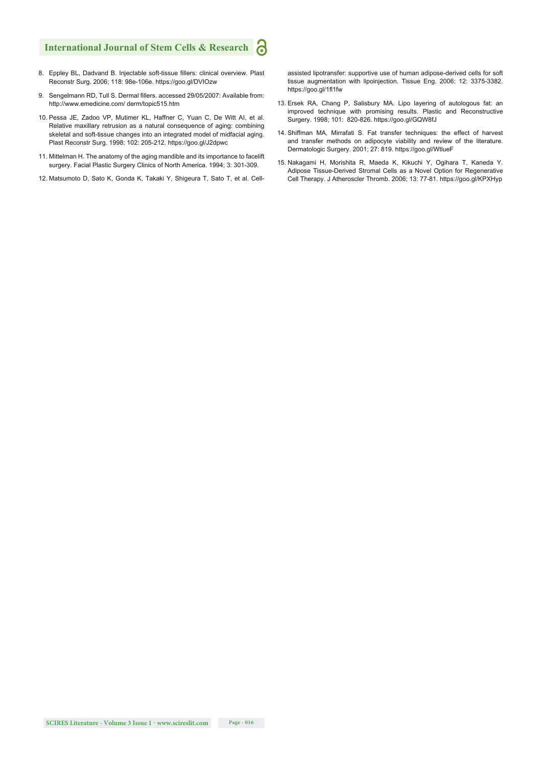8. Eppley BL, Dadvand B. Injectable soft-tissue fillers: clinical overview. Plast Reconstr Surg. 2006; 118: 98e-106e. https://goo.gl/DVIOzw

9. Sengelmann RD, Tull S. Dermal fillers. accessed 29/05/2007: Available from: http://www.emedicine.com/ derm/topic515.htm

10. Pessa JE, Zadoo VP, Mutimer KL, Haffner C, Yuan C, De Witt AI, et al. Relative maxillary retrusion as a natural consequence of aging: combining skeletal and soft-tissue changes into an integrated model of midfacial aging. Plast Reconstr Surg. 1998; 102: 205-212. https://goo.gl/J2dpwc

11. Mittelman H. The anatomy of the aging mandible and its importance to facelift surgery. Facial Plastic Surgery Clinics of North America. 1994; 3: 301-309.

12. Matsumoto D, Sato K, Gonda K, Takaki Y, Shigeura T, Sato T, et al. Cell-assisted lipotransfer: supportive use of human adipose-derived cells for soft tissue augmentation with lipoinjection. Tissue Eng. 2006; 12: 3375-3382. https://goo.gl/1fl1fw

13. Ersek RA, Chang P, Salisbury MA. Lipo layering of autologous fat: an improved technique with promising results. Plastic and Reconstructive Surgery. 1998; 101: 820-826. https://goo.gl/GQW8fJ

14. Shiffman MA, Mirrafati S. Fat transfer techniques: the effect of harvest and transfer methods on adipocyte viability and review of the literature. Dermatologic Surgery. 2001; 27: 819. https://goo.gl/WtlueF

15. Nakagami H, Morishita R, Maeda K, Kikuchi Y, Ogihara T, Kaneda Y. Adipose Tissue-Derived Stromal Cells as a Novel Option for Regenerative Cell Therapy. J Atheroscler Thromb. 2006; 13: 77-81. https://goo.gl/KPXHyp